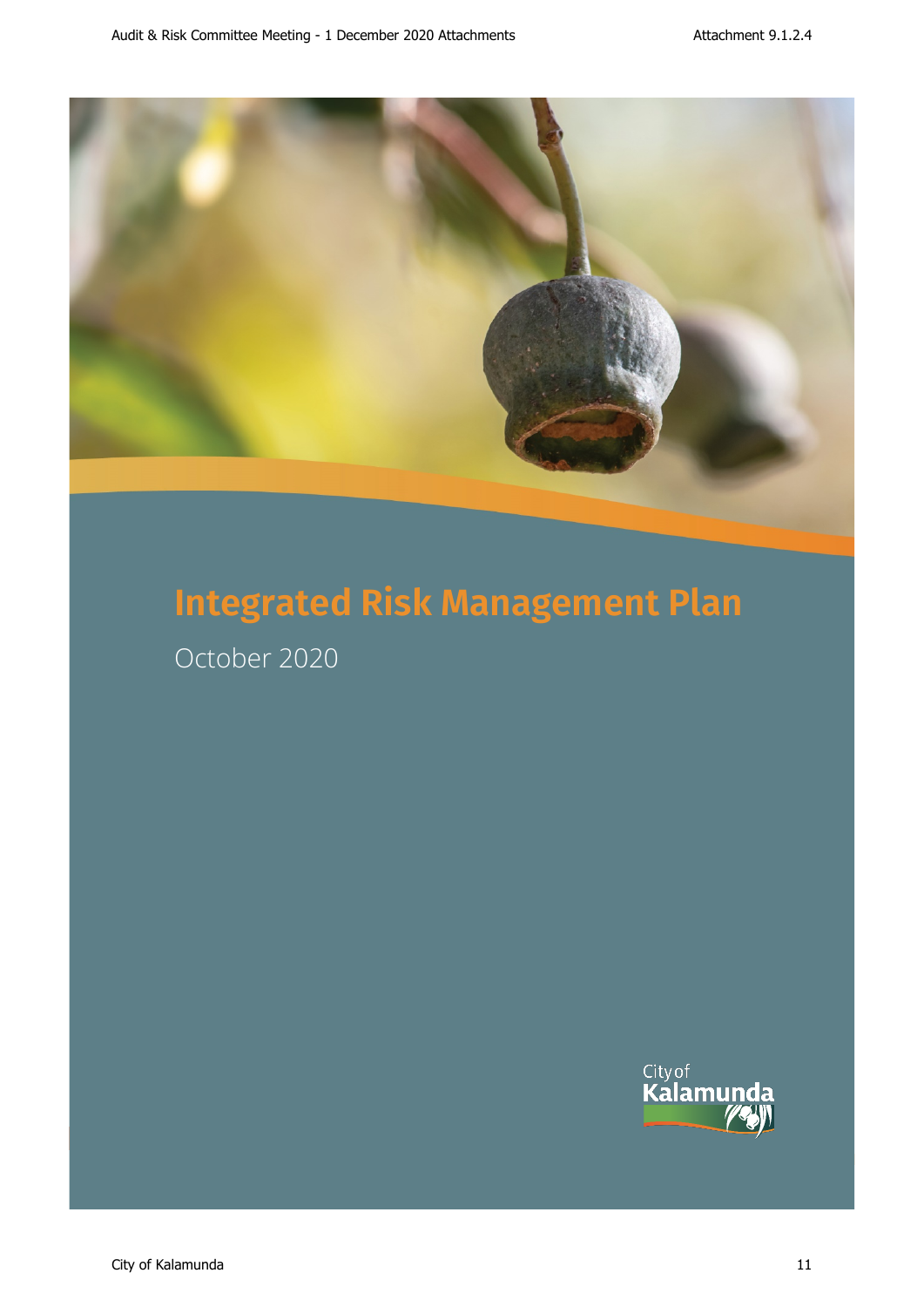# Integrated Risk Management Plan

October 2020

City of Kalamunda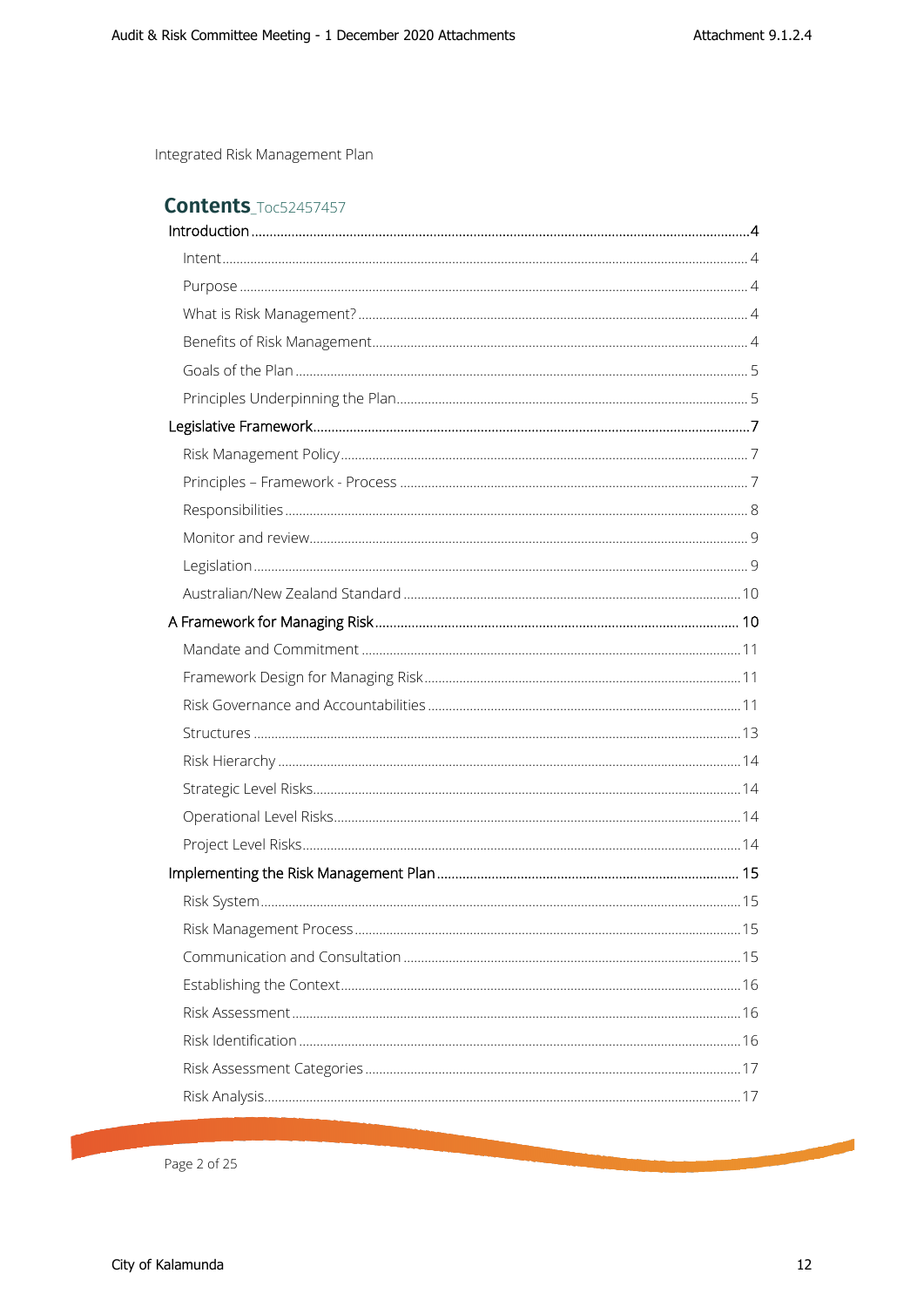Integrated Risk Management Plan

## Contents_Toc52457457

- Introduction ... 4
  - Intent ... 4
  - Purpose ... 4
  - What is Risk Management? ... 4
  - Benefits of Risk Management ... 4
  - Goals of the Plan ... 5
  - Principles Underpinning the Plan ... 5
- Legislative Framework ... 7
  - Risk Management Policy ... 7
  - Principles – Framework - Process ... 7
  - Responsibilities ... 8
  - Monitor and review ... 9
  - Legislation ... 9
  - Australian/New Zealand Standard ... 10
- A Framework for Managing Risk ... 10
  - Mandate and Commitment ... 11
  - Framework Design for Managing Risk ... 11
  - Risk Governance and Accountabilities ... 11
  - Structures ... 13
  - Risk Hierarchy ... 14
  - Strategic Level Risks ... 14
  - Operational Level Risks ... 14
  - Project Level Risks ... 14
- Implementing the Risk Management Plan ... 15
  - Risk System ... 15
  - Risk Management Process ... 15
  - Communication and Consultation ... 15
  - Establishing the Context ... 16
  - Risk Assessment ... 16
  - Risk Identification ... 16
  - Risk Assessment Categories ... 17
  - Risk Analysis ... 17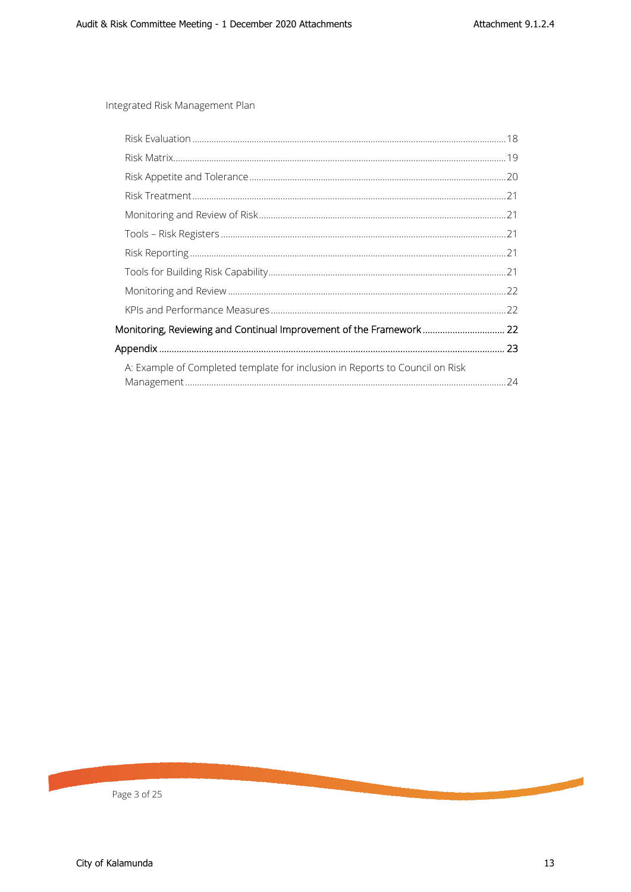Integrated Risk Management Plan

- Risk Evaluation ... 18
- Risk Matrix ... 19
- Risk Appetite and Tolerance ... 20
- Risk Treatment ... 21
- Monitoring and Review of Risk ... 21
- Tools – Risk Registers ... 21
- Risk Reporting ... 21
- Tools for Building Risk Capability ... 21
- Monitoring and Review ... 22
- KPIs and Performance Measures ... 22

Monitoring, Reviewing and Continual Improvement of the Framework ... 22

Appendix ... 23

- A: Example of Completed template for inclusion in Reports to Council on Risk Management ... 24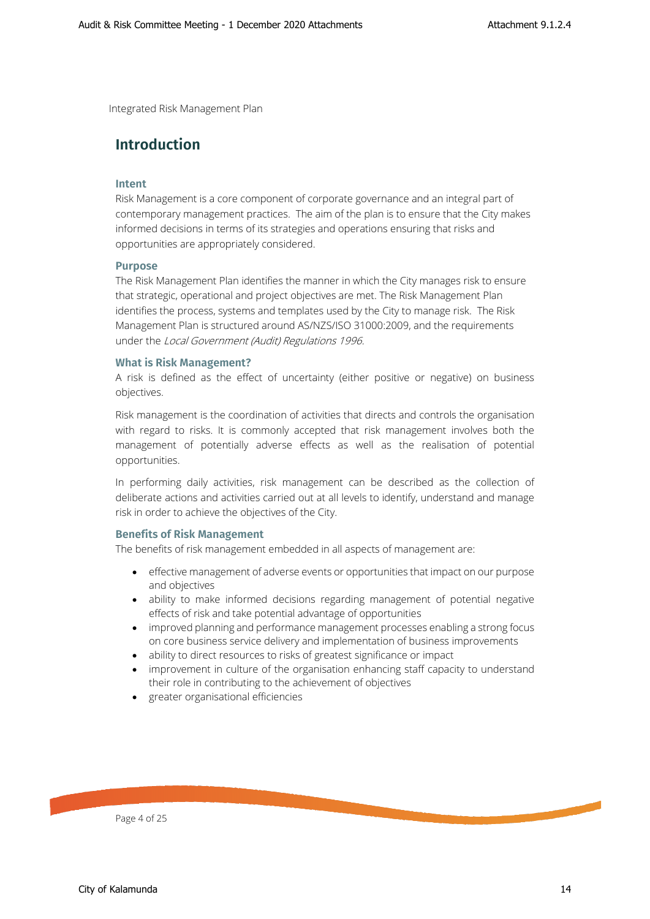Integrated Risk Management Plan

# Introduction

### Intent

Risk Management is a core component of corporate governance and an integral part of contemporary management practices. The aim of the plan is to ensure that the City makes informed decisions in terms of its strategies and operations ensuring that risks and opportunities are appropriately considered.

### Purpose

The Risk Management Plan identifies the manner in which the City manages risk to ensure that strategic, operational and project objectives are met. The Risk Management Plan identifies the process, systems and templates used by the City to manage risk. The Risk Management Plan is structured around AS/NZS/ISO 31000:2009, and the requirements under the *Local Government (Audit) Regulations 1996*.

### What is Risk Management?

A risk is defined as the effect of uncertainty (either positive or negative) on business objectives.

Risk management is the coordination of activities that directs and controls the organisation with regard to risks. It is commonly accepted that risk management involves both the management of potentially adverse effects as well as the realisation of potential opportunities.

In performing daily activities, risk management can be described as the collection of deliberate actions and activities carried out at all levels to identify, understand and manage risk in order to achieve the objectives of the City.

### Benefits of Risk Management

The benefits of risk management embedded in all aspects of management are:

- effective management of adverse events or opportunities that impact on our purpose and objectives
- ability to make informed decisions regarding management of potential negative effects of risk and take potential advantage of opportunities
- improved planning and performance management processes enabling a strong focus on core business service delivery and implementation of business improvements
- ability to direct resources to risks of greatest significance or impact
- improvement in culture of the organisation enhancing staff capacity to understand their role in contributing to the achievement of objectives
- greater organisational efficiencies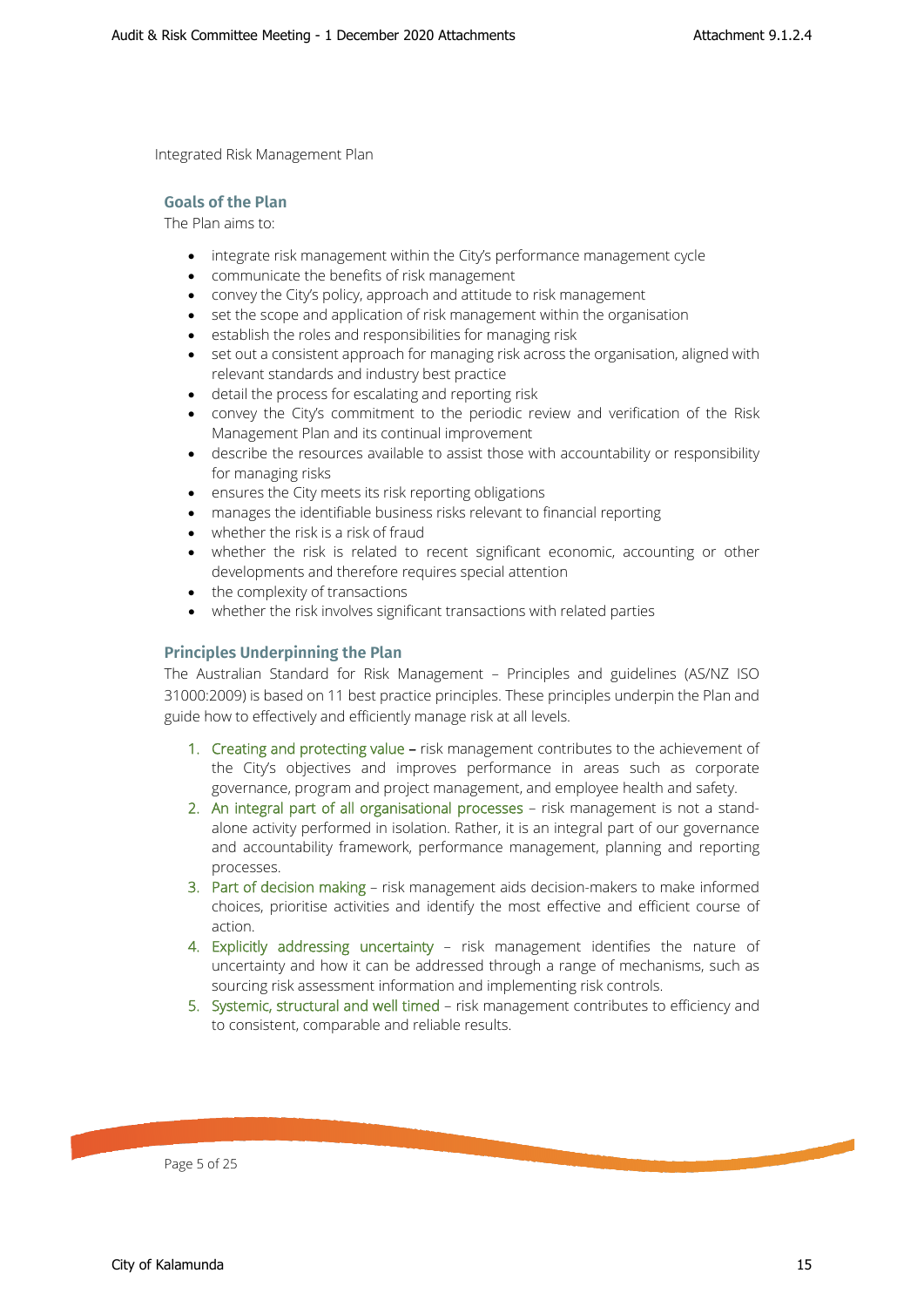Integrated Risk Management Plan

## Goals of the Plan

The Plan aims to:

- integrate risk management within the City's performance management cycle
- communicate the benefits of risk management
- convey the City's policy, approach and attitude to risk management
- set the scope and application of risk management within the organisation
- establish the roles and responsibilities for managing risk
- set out a consistent approach for managing risk across the organisation, aligned with relevant standards and industry best practice
- detail the process for escalating and reporting risk
- convey the City's commitment to the periodic review and verification of the Risk Management Plan and its continual improvement
- describe the resources available to assist those with accountability or responsibility for managing risks
- ensures the City meets its risk reporting obligations
- manages the identifiable business risks relevant to financial reporting
- whether the risk is a risk of fraud
- whether the risk is related to recent significant economic, accounting or other developments and therefore requires special attention
- the complexity of transactions
- whether the risk involves significant transactions with related parties

## Principles Underpinning the Plan

The Australian Standard for Risk Management – Principles and guidelines (AS/NZ ISO 31000:2009) is based on 11 best practice principles. These principles underpin the Plan and guide how to effectively and efficiently manage risk at all levels.

1. Creating and protecting value – risk management contributes to the achievement of the City's objectives and improves performance in areas such as corporate governance, program and project management, and employee health and safety.
2. An integral part of all organisational processes – risk management is not a stand-alone activity performed in isolation. Rather, it is an integral part of our governance and accountability framework, performance management, planning and reporting processes.
3. Part of decision making – risk management aids decision-makers to make informed choices, prioritise activities and identify the most effective and efficient course of action.
4. Explicitly addressing uncertainty – risk management identifies the nature of uncertainty and how it can be addressed through a range of mechanisms, such as sourcing risk assessment information and implementing risk controls.
5. Systemic, structural and well timed – risk management contributes to efficiency and to consistent, comparable and reliable results.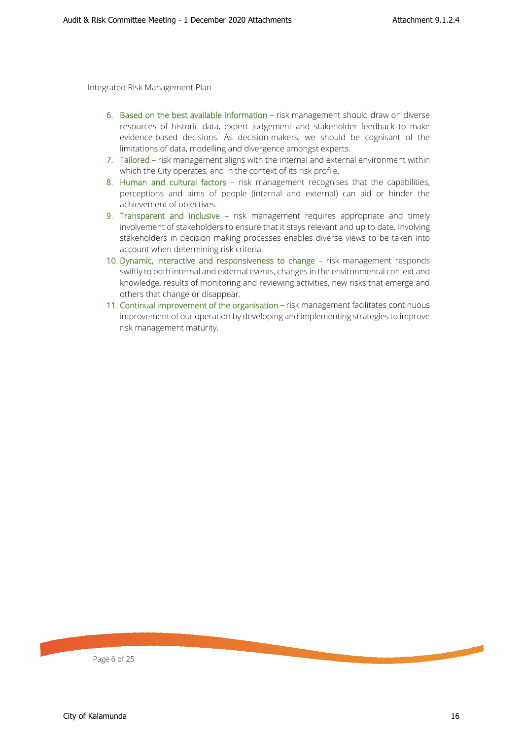6. Based on the best available information – risk management should draw on diverse resources of historic data, expert judgement and stakeholder feedback to make evidence-based decisions. As decision-makers, we should be cognisant of the limitations of data, modelling and divergence amongst experts.
7. Tailored – risk management aligns with the internal and external environment within which the City operates, and in the context of its risk profile.
8. Human and cultural factors – risk management recognises that the capabilities, perceptions and aims of people (internal and external) can aid or hinder the achievement of objectives.
9. Transparent and inclusive – risk management requires appropriate and timely involvement of stakeholders to ensure that it stays relevant and up to date. Involving stakeholders in decision making processes enables diverse views to be taken into account when determining risk criteria.
10. Dynamic, interactive and responsiveness to change – risk management responds swiftly to both internal and external events, changes in the environmental context and knowledge, results of monitoring and reviewing activities, new risks that emerge and others that change or disappear.
11. Continual improvement of the organisation – risk management facilitates continuous improvement of our operation by developing and implementing strategies to improve risk management maturity.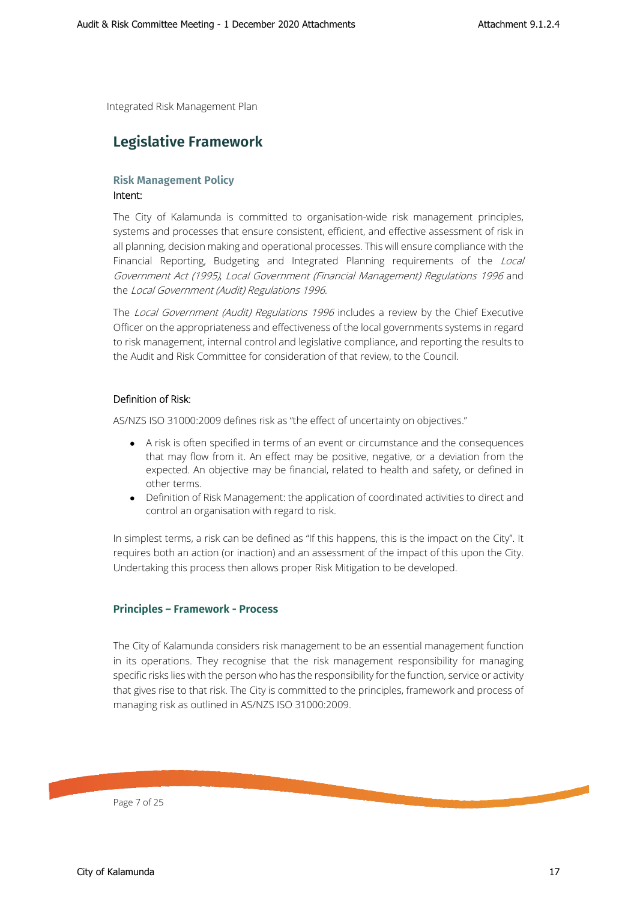Integrated Risk Management Plan

## Legislative Framework

### Risk Management Policy

Intent:

The City of Kalamunda is committed to organisation-wide risk management principles, systems and processes that ensure consistent, efficient, and effective assessment of risk in all planning, decision making and operational processes. This will ensure compliance with the Financial Reporting, Budgeting and Integrated Planning requirements of the *Local Government Act (1995)*, *Local Government (Financial Management) Regulations 1996* and the *Local Government (Audit) Regulations 1996*.

The *Local Government (Audit) Regulations 1996* includes a review by the Chief Executive Officer on the appropriateness and effectiveness of the local governments systems in regard to risk management, internal control and legislative compliance, and reporting the results to the Audit and Risk Committee for consideration of that review, to the Council.

Definition of Risk:

AS/NZS ISO 31000:2009 defines risk as "the effect of uncertainty on objectives."

- A risk is often specified in terms of an event or circumstance and the consequences that may flow from it. An effect may be positive, negative, or a deviation from the expected. An objective may be financial, related to health and safety, or defined in other terms.
- Definition of Risk Management: the application of coordinated activities to direct and control an organisation with regard to risk.

In simplest terms, a risk can be defined as "If this happens, this is the impact on the City". It requires both an action (or inaction) and an assessment of the impact of this upon the City. Undertaking this process then allows proper Risk Mitigation to be developed.

### Principles – Framework - Process

The City of Kalamunda considers risk management to be an essential management function in its operations. They recognise that the risk management responsibility for managing specific risks lies with the person who has the responsibility for the function, service or activity that gives rise to that risk. The City is committed to the principles, framework and process of managing risk as outlined in AS/NZS ISO 31000:2009.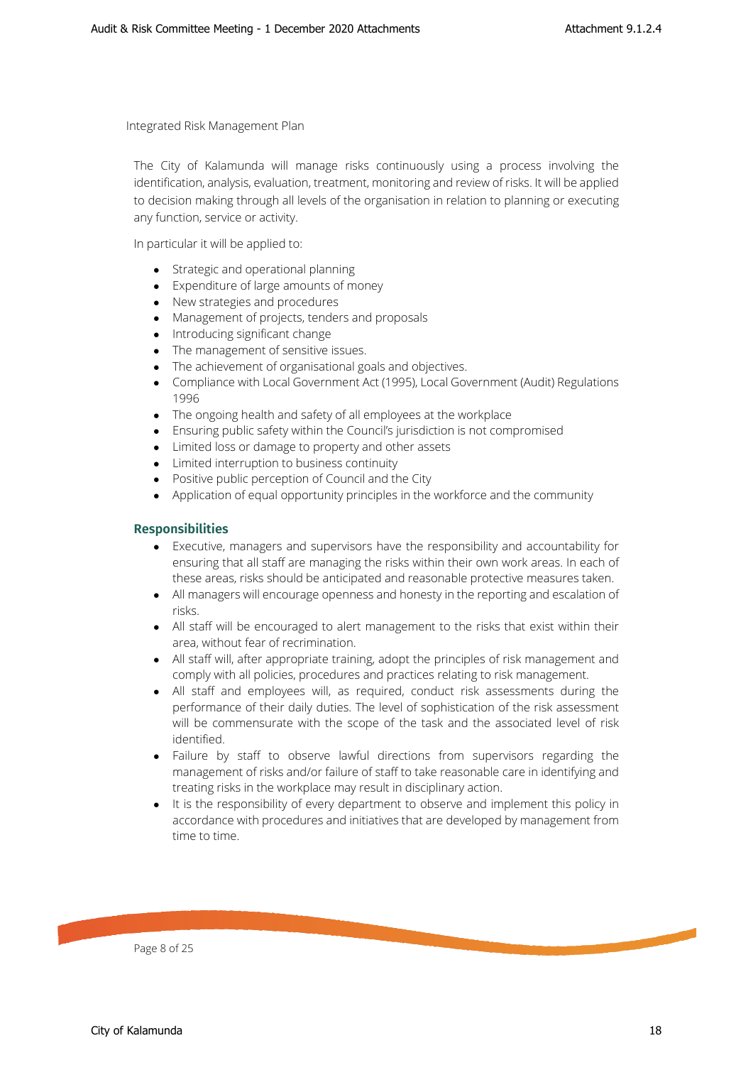The City of Kalamunda will manage risks continuously using a process involving the identification, analysis, evaluation, treatment, monitoring and review of risks. It will be applied to decision making through all levels of the organisation in relation to planning or executing any function, service or activity.

In particular it will be applied to:

- Strategic and operational planning
- Expenditure of large amounts of money
- New strategies and procedures
- Management of projects, tenders and proposals
- Introducing significant change
- The management of sensitive issues.
- The achievement of organisational goals and objectives.
- Compliance with Local Government Act (1995), Local Government (Audit) Regulations 1996
- The ongoing health and safety of all employees at the workplace
- Ensuring public safety within the Council's jurisdiction is not compromised
- Limited loss or damage to property and other assets
- Limited interruption to business continuity
- Positive public perception of Council and the City
- Application of equal opportunity principles in the workforce and the community

## Responsibilities

- Executive, managers and supervisors have the responsibility and accountability for ensuring that all staff are managing the risks within their own work areas. In each of these areas, risks should be anticipated and reasonable protective measures taken.
- All managers will encourage openness and honesty in the reporting and escalation of risks.
- All staff will be encouraged to alert management to the risks that exist within their area, without fear of recrimination.
- All staff will, after appropriate training, adopt the principles of risk management and comply with all policies, procedures and practices relating to risk management.
- All staff and employees will, as required, conduct risk assessments during the performance of their daily duties. The level of sophistication of the risk assessment will be commensurate with the scope of the task and the associated level of risk identified.
- Failure by staff to observe lawful directions from supervisors regarding the management of risks and/or failure of staff to take reasonable care in identifying and treating risks in the workplace may result in disciplinary action.
- It is the responsibility of every department to observe and implement this policy in accordance with procedures and initiatives that are developed by management from time to time.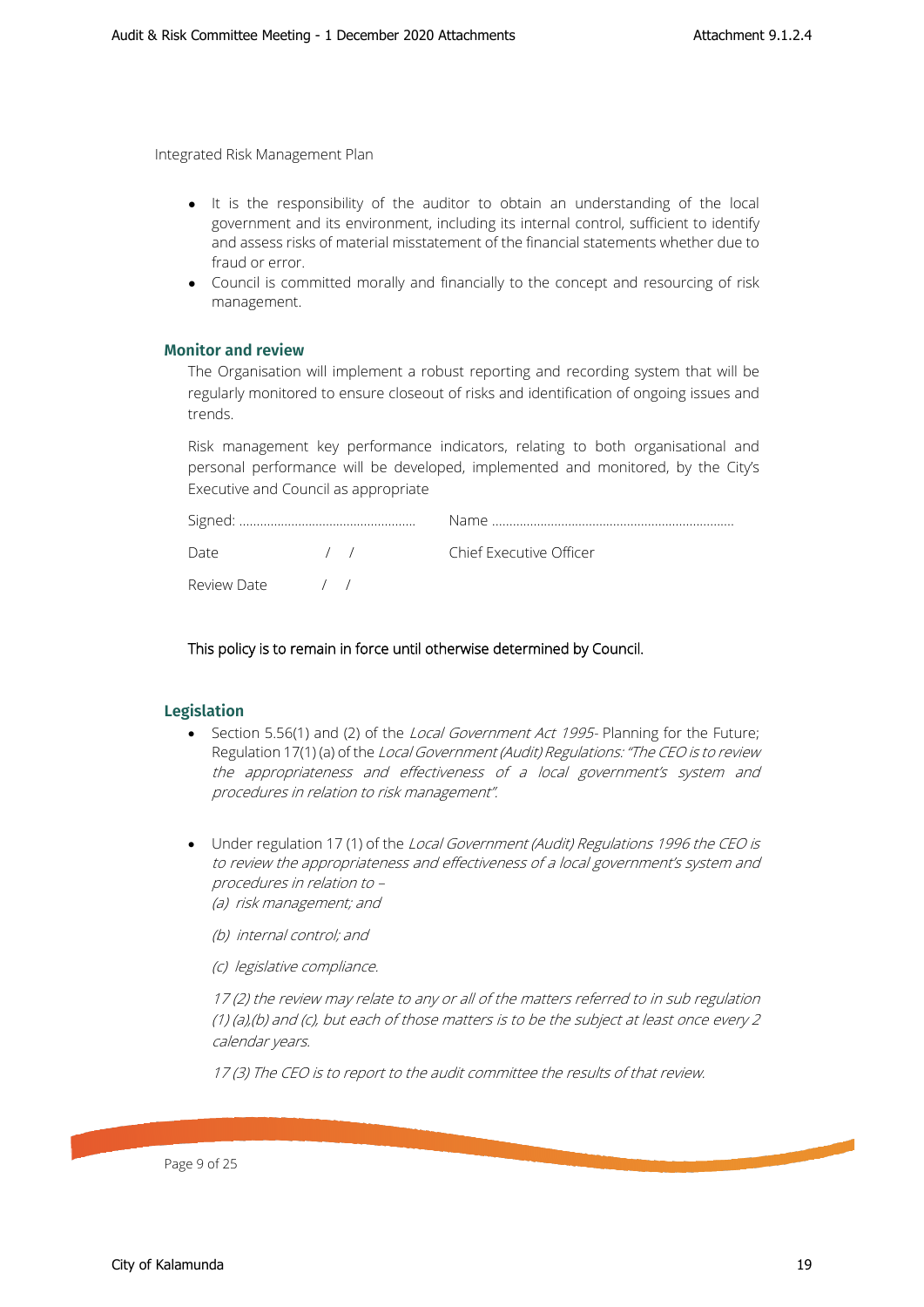- It is the responsibility of the auditor to obtain an understanding of the local government and its environment, including its internal control, sufficient to identify and assess risks of material misstatement of the financial statements whether due to fraud or error.
- Council is committed morally and financially to the concept and resourcing of risk management.

## Monitor and review

The Organisation will implement a robust reporting and recording system that will be regularly monitored to ensure closeout of risks and identification of ongoing issues and trends.

Risk management key performance indicators, relating to both organisational and personal performance will be developed, implemented and monitored, by the City's Executive and Council as appropriate

Signed: ………………………………………… Name ……………………………………………………………

Date / / Chief Executive Officer

Review Date / /

This policy is to remain in force until otherwise determined by Council.

## Legislation

- Section 5.56(1) and (2) of the *Local Government Act 1995*- Planning for the Future; Regulation 17(1) (a) of the *Local Government (Audit) Regulations: "The CEO is to review the appropriateness and effectiveness of a local government's system and procedures in relation to risk management".*

- Under regulation 17 (1) of the *Local Government (Audit) Regulations 1996 the CEO is to review the appropriateness and effectiveness of a local government's system and procedures in relation to –*

  *(a) risk management; and*

  *(b) internal control; and*

  *(c) legislative compliance.*

  *17 (2) the review may relate to any or all of the matters referred to in sub regulation (1) (a),(b) and (c), but each of those matters is to be the subject at least once every 2 calendar years.*

  *17 (3) The CEO is to report to the audit committee the results of that review.*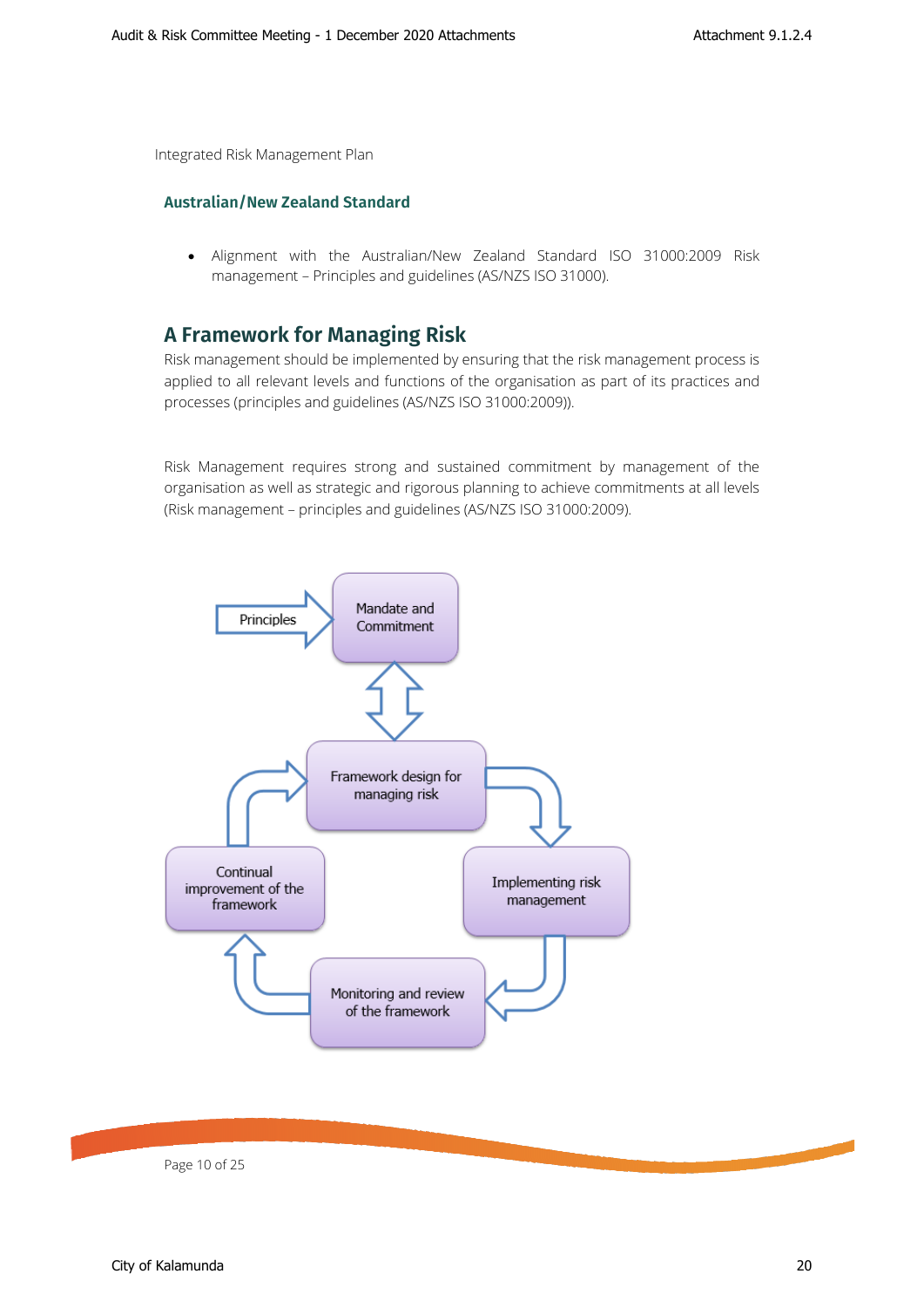Integrated Risk Management Plan

### Australian/New Zealand Standard

- Alignment with the Australian/New Zealand Standard ISO 31000:2009 Risk management – Principles and guidelines (AS/NZS ISO 31000).

## A Framework for Managing Risk

Risk management should be implemented by ensuring that the risk management process is applied to all relevant levels and functions of the organisation as part of its practices and processes (principles and guidelines (AS/NZS ISO 31000:2009)).

Risk Management requires strong and sustained commitment by management of the organisation as well as strategic and rigorous planning to achieve commitments at all levels (Risk management – principles and guidelines (AS/NZS ISO 31000:2009).

Principles

Mandate and Commitment

Framework design for managing risk

Implementing risk management

Monitoring and review of the framework

Continual improvement of the framework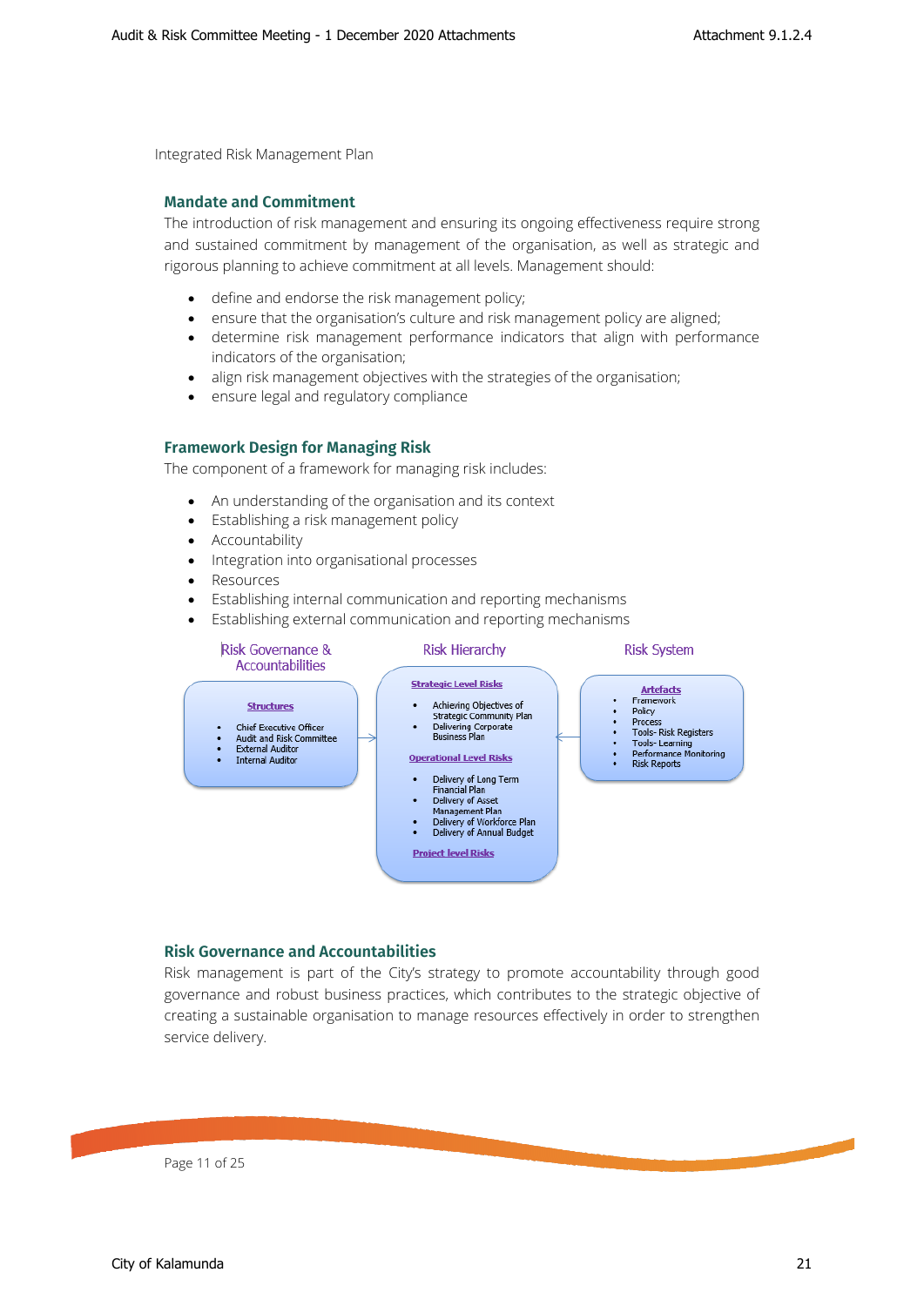Integrated Risk Management Plan

## Mandate and Commitment

The introduction of risk management and ensuring its ongoing effectiveness require strong and sustained commitment by management of the organisation, as well as strategic and rigorous planning to achieve commitment at all levels. Management should:

- define and endorse the risk management policy;
- ensure that the organisation's culture and risk management policy are aligned;
- determine risk management performance indicators that align with performance indicators of the organisation;
- align risk management objectives with the strategies of the organisation;
- ensure legal and regulatory compliance

## Framework Design for Managing Risk

The component of a framework for managing risk includes:

- An understanding of the organisation and its context
- Establishing a risk management policy
- Accountability
- Integration into organisational processes
- Resources
- Establishing internal communication and reporting mechanisms
- Establishing external communication and reporting mechanisms

**Risk Governance & Accountabilities**

**Structures**

- Chief Executive Officer
- Audit and Risk Committee
- External Auditor
- Internal Auditor

**Risk Hierarchy**

**Strategic Level Risks**

- Achieving Objectives of Strategic Community Plan
- Delivering Corporate Business Plan

**Operational Level Risks**

- Delivery of Long Term Financial Plan
- Delivery of Asset Management Plan
- Delivery of Workforce Plan
- Delivery of Annual Budget

**Project level Risks**

**Risk System**

**Artefacts**

- Framework
- Policy
- Process
- Tools- Risk Registers
- Tools- Learning
- Performance Monitoring
- Risk Reports

## Risk Governance and Accountabilities

Risk management is part of the City's strategy to promote accountability through good governance and robust business practices, which contributes to the strategic objective of creating a sustainable organisation to manage resources effectively in order to strengthen service delivery.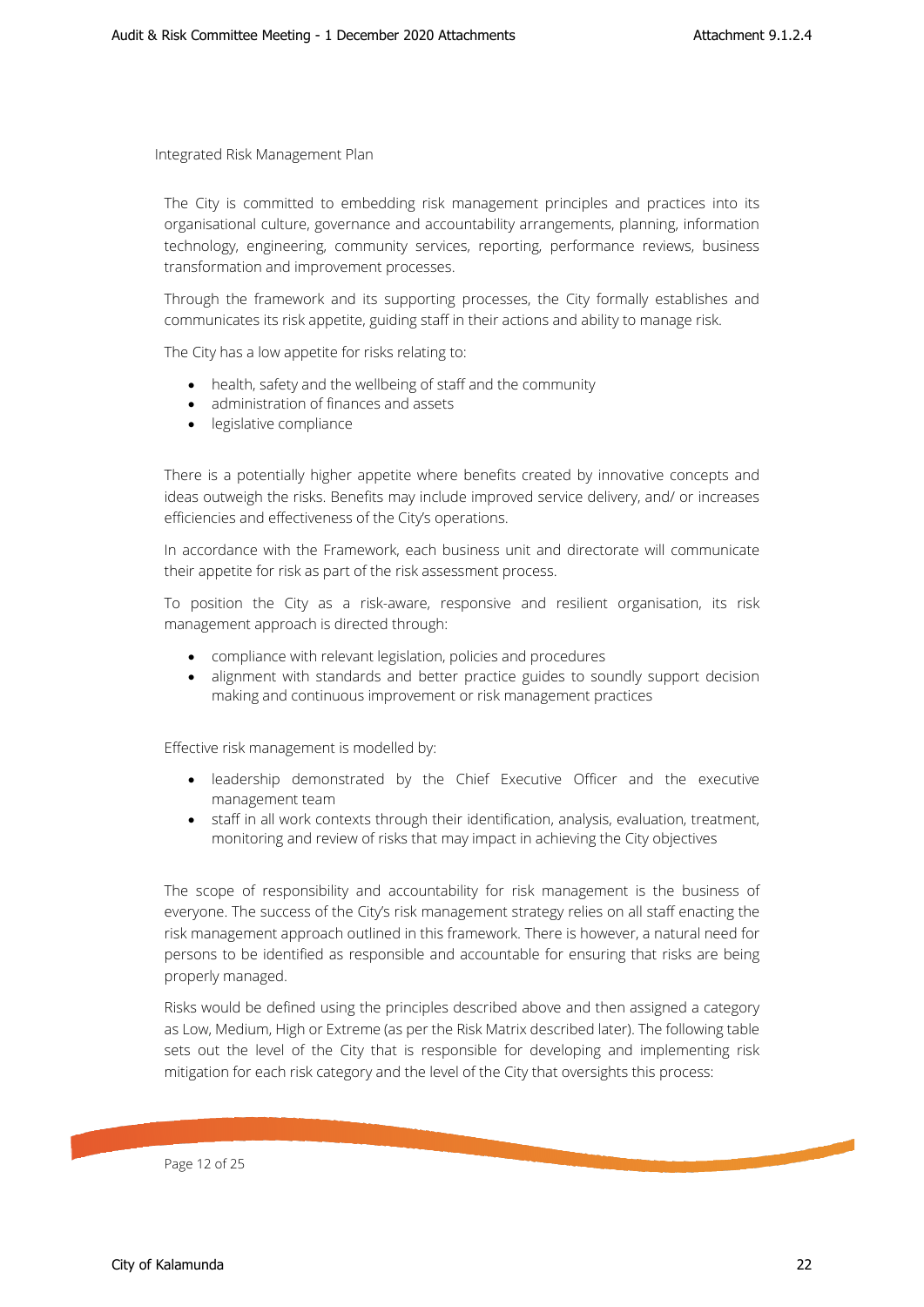The City is committed to embedding risk management principles and practices into its organisational culture, governance and accountability arrangements, planning, information technology, engineering, community services, reporting, performance reviews, business transformation and improvement processes.

Through the framework and its supporting processes, the City formally establishes and communicates its risk appetite, guiding staff in their actions and ability to manage risk.

The City has a low appetite for risks relating to:

- health, safety and the wellbeing of staff and the community
- administration of finances and assets
- legislative compliance

There is a potentially higher appetite where benefits created by innovative concepts and ideas outweigh the risks. Benefits may include improved service delivery, and/ or increases efficiencies and effectiveness of the City's operations.

In accordance with the Framework, each business unit and directorate will communicate their appetite for risk as part of the risk assessment process.

To position the City as a risk-aware, responsive and resilient organisation, its risk management approach is directed through:

- compliance with relevant legislation, policies and procedures
- alignment with standards and better practice guides to soundly support decision making and continuous improvement or risk management practices

Effective risk management is modelled by:

- leadership demonstrated by the Chief Executive Officer and the executive management team
- staff in all work contexts through their identification, analysis, evaluation, treatment, monitoring and review of risks that may impact in achieving the City objectives

The scope of responsibility and accountability for risk management is the business of everyone. The success of the City's risk management strategy relies on all staff enacting the risk management approach outlined in this framework. There is however, a natural need for persons to be identified as responsible and accountable for ensuring that risks are being properly managed.

Risks would be defined using the principles described above and then assigned a category as Low, Medium, High or Extreme (as per the Risk Matrix described later). The following table sets out the level of the City that is responsible for developing and implementing risk mitigation for each risk category and the level of the City that oversights this process: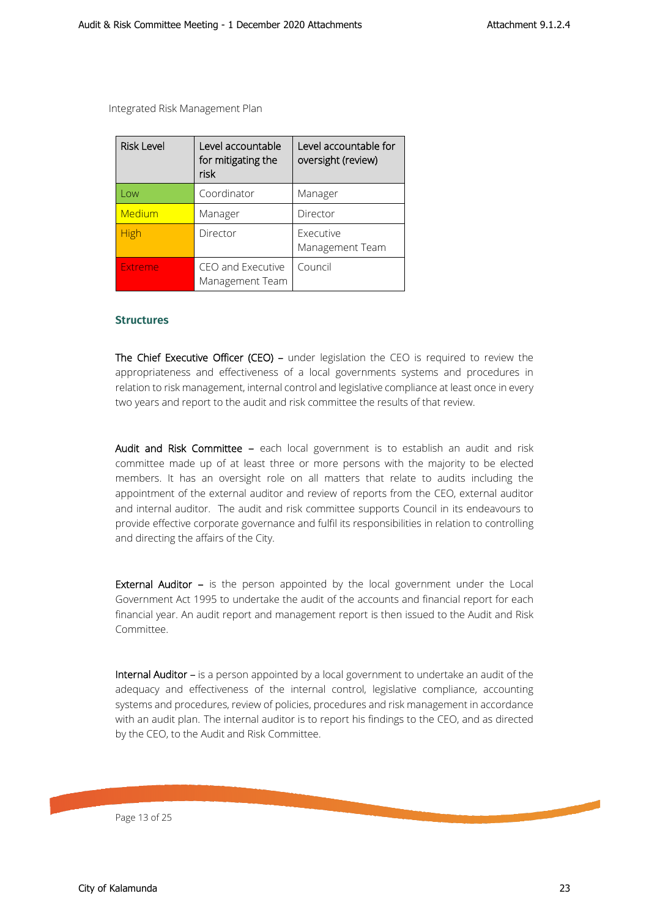Integrated Risk Management Plan

| Risk Level | Level accountable for mitigating the risk | Level accountable for oversight (review) |
| --- | --- | --- |
| Low | Coordinator | Manager |
| Medium | Manager | Director |
| High | Director | Executive Management Team |
| Extreme | CEO and Executive Management Team | Council |

### Structures

**The Chief Executive Officer (CEO) –** under legislation the CEO is required to review the appropriateness and effectiveness of a local governments systems and procedures in relation to risk management, internal control and legislative compliance at least once in every two years and report to the audit and risk committee the results of that review.

**Audit and Risk Committee –** each local government is to establish an audit and risk committee made up of at least three or more persons with the majority to be elected members. It has an oversight role on all matters that relate to audits including the appointment of the external auditor and review of reports from the CEO, external auditor and internal auditor. The audit and risk committee supports Council in its endeavours to provide effective corporate governance and fulfil its responsibilities in relation to controlling and directing the affairs of the City.

**External Auditor –** is the person appointed by the local government under the Local Government Act 1995 to undertake the audit of the accounts and financial report for each financial year. An audit report and management report is then issued to the Audit and Risk Committee.

**Internal Auditor –** is a person appointed by a local government to undertake an audit of the adequacy and effectiveness of the internal control, legislative compliance, accounting systems and procedures, review of policies, procedures and risk management in accordance with an audit plan. The internal auditor is to report his findings to the CEO, and as directed by the CEO, to the Audit and Risk Committee.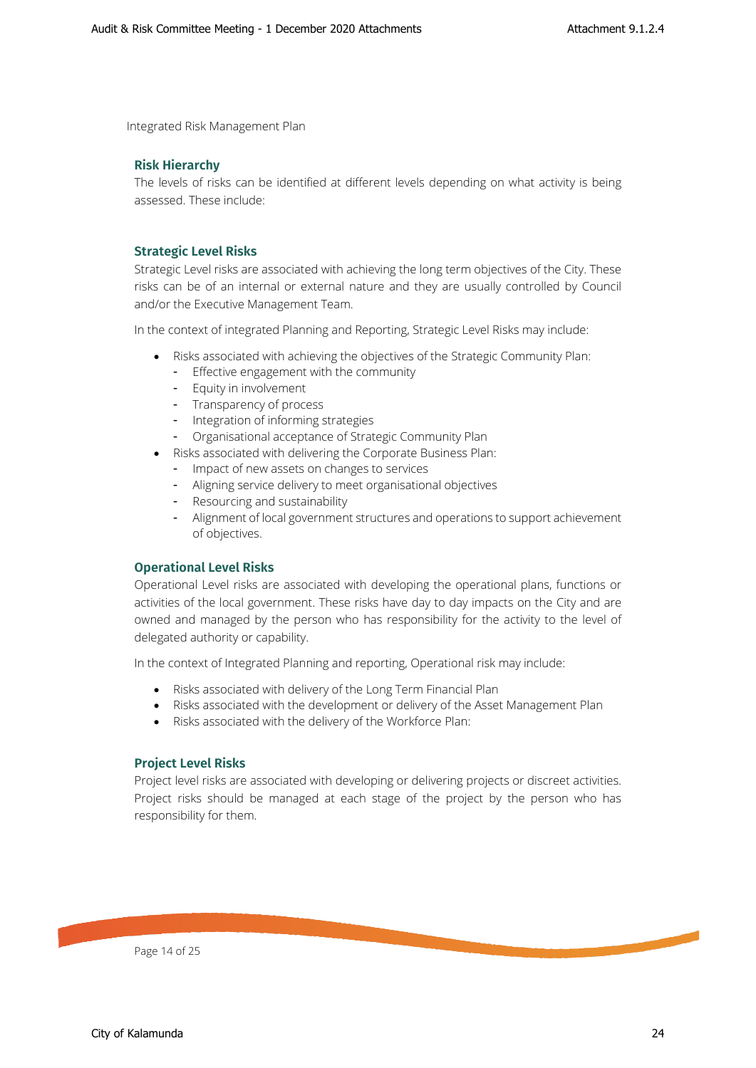Integrated Risk Management Plan

## Risk Hierarchy

The levels of risks can be identified at different levels depending on what activity is being assessed. These include:

## Strategic Level Risks

Strategic Level risks are associated with achieving the long term objectives of the City. These risks can be of an internal or external nature and they are usually controlled by Council and/or the Executive Management Team.

In the context of integrated Planning and Reporting, Strategic Level Risks may include:

- Risks associated with achieving the objectives of the Strategic Community Plan:
  - Effective engagement with the community
  - Equity in involvement
  - Transparency of process
  - Integration of informing strategies
  - Organisational acceptance of Strategic Community Plan
- Risks associated with delivering the Corporate Business Plan:
  - Impact of new assets on changes to services
  - Aligning service delivery to meet organisational objectives
  - Resourcing and sustainability
  - Alignment of local government structures and operations to support achievement of objectives.

## Operational Level Risks

Operational Level risks are associated with developing the operational plans, functions or activities of the local government. These risks have day to day impacts on the City and are owned and managed by the person who has responsibility for the activity to the level of delegated authority or capability.

In the context of Integrated Planning and reporting, Operational risk may include:

- Risks associated with delivery of the Long Term Financial Plan
- Risks associated with the development or delivery of the Asset Management Plan
- Risks associated with the delivery of the Workforce Plan:

## Project Level Risks

Project level risks are associated with developing or delivering projects or discreet activities. Project risks should be managed at each stage of the project by the person who has responsibility for them.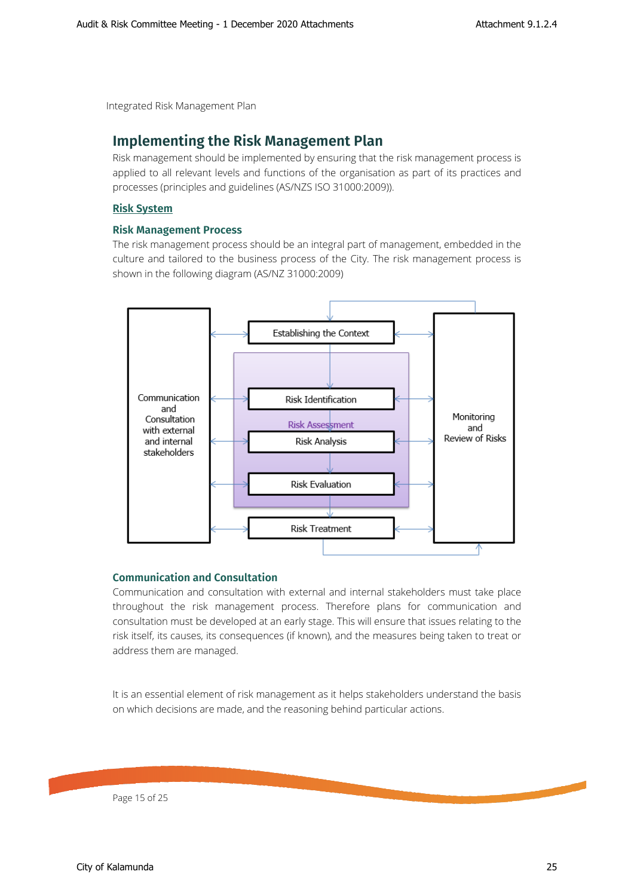Integrated Risk Management Plan

## Implementing the Risk Management Plan

Risk management should be implemented by ensuring that the risk management process is applied to all relevant levels and functions of the organisation as part of its practices and processes (principles and guidelines (AS/NZS ISO 31000:2009)).

### Risk System

#### Risk Management Process

The risk management process should be an integral part of management, embedded in the culture and tailored to the business process of the City. The risk management process is shown in the following diagram (AS/NZ 31000:2009)

Communication and Consultation with external and internal stakeholders

Establishing the Context

Risk Assessment

Risk Identification

Risk Analysis

Risk Evaluation

Risk Treatment

Monitoring and Review of Risks

#### Communication and Consultation

Communication and consultation with external and internal stakeholders must take place throughout the risk management process. Therefore plans for communication and consultation must be developed at an early stage. This will ensure that issues relating to the risk itself, its causes, its consequences (if known), and the measures being taken to treat or address them are managed.

It is an essential element of risk management as it helps stakeholders understand the basis on which decisions are made, and the reasoning behind particular actions.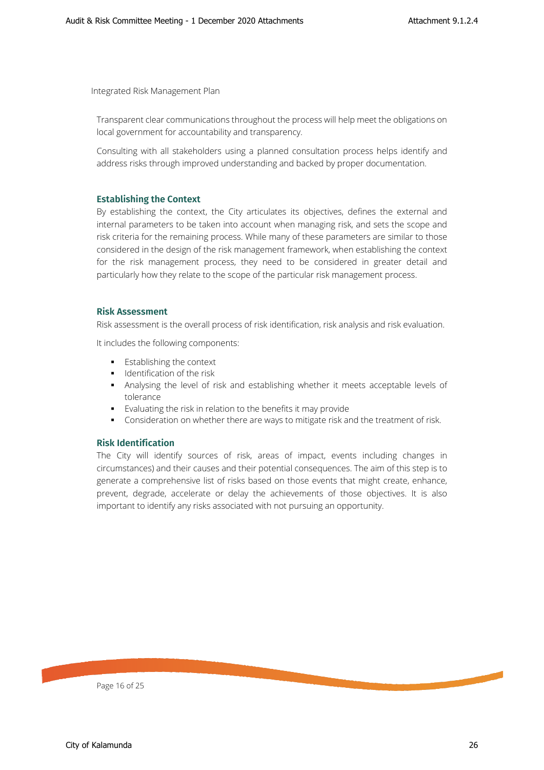Transparent clear communications throughout the process will help meet the obligations on local government for accountability and transparency.

Consulting with all stakeholders using a planned consultation process helps identify and address risks through improved understanding and backed by proper documentation.

## Establishing the Context

By establishing the context, the City articulates its objectives, defines the external and internal parameters to be taken into account when managing risk, and sets the scope and risk criteria for the remaining process. While many of these parameters are similar to those considered in the design of the risk management framework, when establishing the context for the risk management process, they need to be considered in greater detail and particularly how they relate to the scope of the particular risk management process.

## Risk Assessment

Risk assessment is the overall process of risk identification, risk analysis and risk evaluation.

It includes the following components:

- Establishing the context
- Identification of the risk
- Analysing the level of risk and establishing whether it meets acceptable levels of tolerance
- Evaluating the risk in relation to the benefits it may provide
- Consideration on whether there are ways to mitigate risk and the treatment of risk.

## Risk Identification

The City will identify sources of risk, areas of impact, events including changes in circumstances) and their causes and their potential consequences. The aim of this step is to generate a comprehensive list of risks based on those events that might create, enhance, prevent, degrade, accelerate or delay the achievements of those objectives. It is also important to identify any risks associated with not pursuing an opportunity.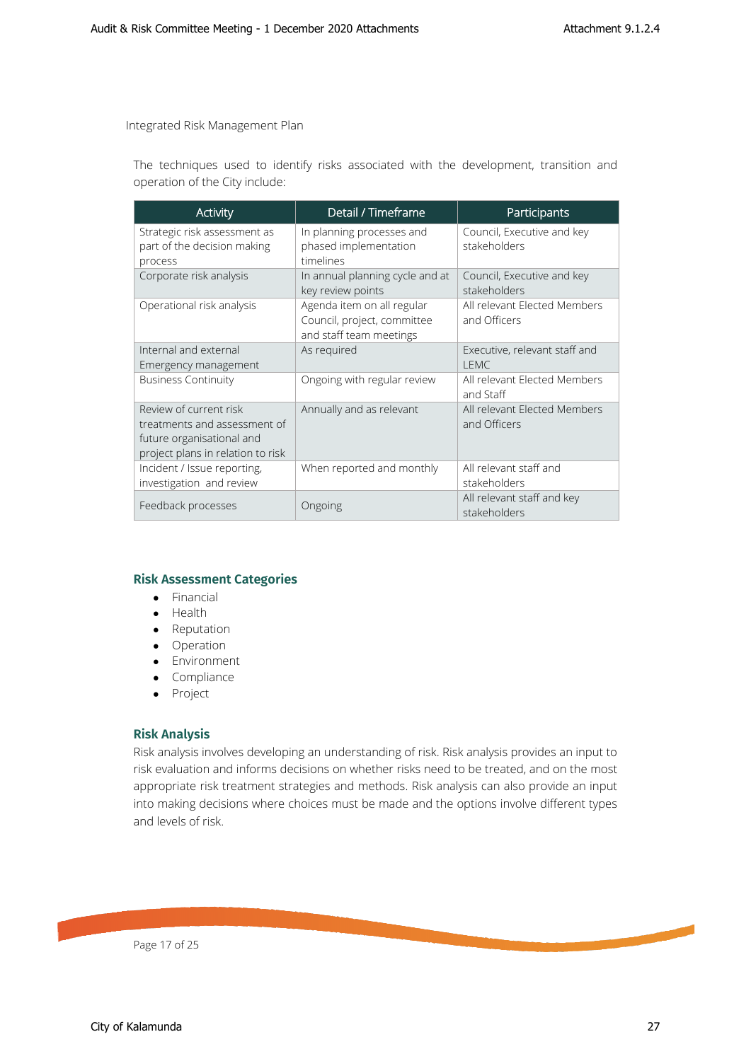Integrated Risk Management Plan

The techniques used to identify risks associated with the development, transition and operation of the City include:

| Activity | Detail / Timeframe | Participants |
|---|---|---|
| Strategic risk assessment as part of the decision making process | In planning processes and phased implementation timelines | Council, Executive and key stakeholders |
| Corporate risk analysis | In annual planning cycle and at key review points | Council, Executive and key stakeholders |
| Operational risk analysis | Agenda item on all regular Council, project, committee and staff team meetings | All relevant Elected Members and Officers |
| Internal and external Emergency management | As required | Executive, relevant staff and LEMC |
| Business Continuity | Ongoing with regular review | All relevant Elected Members and Staff |
| Review of current risk treatments and assessment of future organisational and project plans in relation to risk | Annually and as relevant | All relevant Elected Members and Officers |
| Incident / Issue reporting, investigation and review | When reported and monthly | All relevant staff and stakeholders |
| Feedback processes | Ongoing | All relevant staff and key stakeholders |

## Risk Assessment Categories

- Financial
- Health
- Reputation
- Operation
- Environment
- Compliance
- Project

## Risk Analysis

Risk analysis involves developing an understanding of risk. Risk analysis provides an input to risk evaluation and informs decisions on whether risks need to be treated, and on the most appropriate risk treatment strategies and methods. Risk analysis can also provide an input into making decisions where choices must be made and the options involve different types and levels of risk.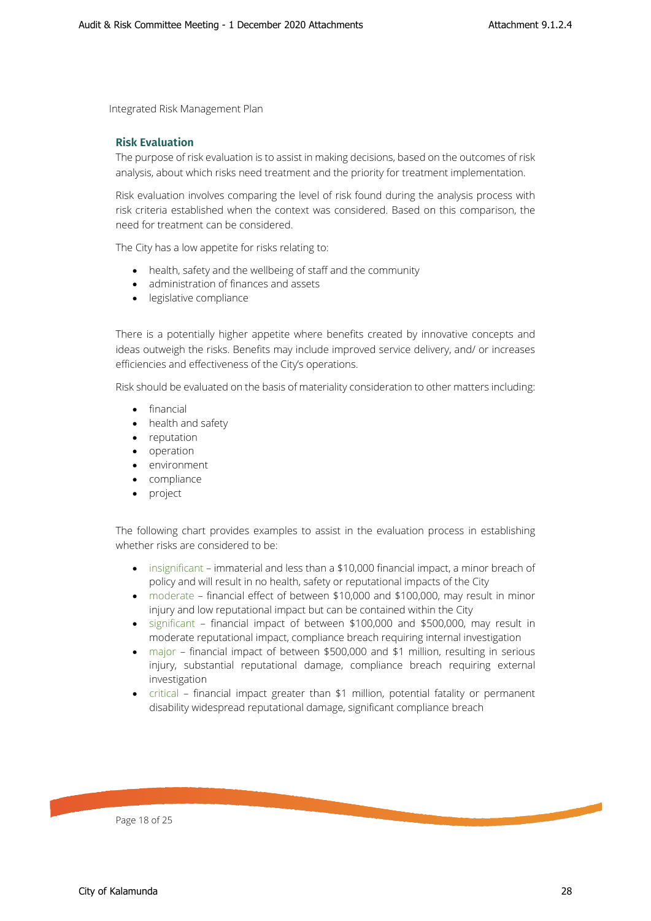## Risk Evaluation

The purpose of risk evaluation is to assist in making decisions, based on the outcomes of risk analysis, about which risks need treatment and the priority for treatment implementation.

Risk evaluation involves comparing the level of risk found during the analysis process with risk criteria established when the context was considered. Based on this comparison, the need for treatment can be considered.

The City has a low appetite for risks relating to:

- health, safety and the wellbeing of staff and the community
- administration of finances and assets
- legislative compliance

There is a potentially higher appetite where benefits created by innovative concepts and ideas outweigh the risks. Benefits may include improved service delivery, and/ or increases efficiencies and effectiveness of the City's operations.

Risk should be evaluated on the basis of materiality consideration to other matters including:

- financial
- health and safety
- reputation
- operation
- environment
- compliance
- project

The following chart provides examples to assist in the evaluation process in establishing whether risks are considered to be:

- insignificant – immaterial and less than a $10,000 financial impact, a minor breach of policy and will result in no health, safety or reputational impacts of the City
- moderate – financial effect of between $10,000 and $100,000, may result in minor injury and low reputational impact but can be contained within the City
- significant – financial impact of between $100,000 and $500,000, may result in moderate reputational impact, compliance breach requiring internal investigation
- major – financial impact of between $500,000 and $1 million, resulting in serious injury, substantial reputational damage, compliance breach requiring external investigation
- critical – financial impact greater than $1 million, potential fatality or permanent disability widespread reputational damage, significant compliance breach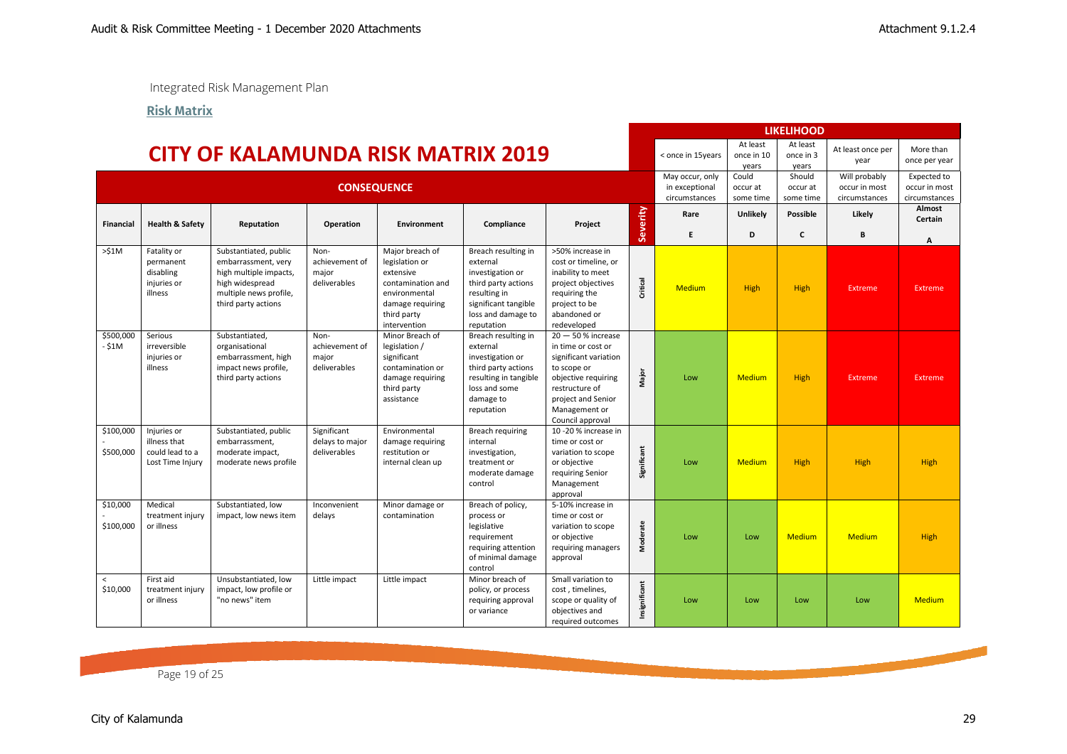Integrated Risk Management Plan

**Risk Matrix**

# CITY OF KALAMUNDA RISK MATRIX 2019

| CONSEQUENCE | | | | | | | | LIKELIHOOD | | | | |
|---|---|---|---|---|---|---|---|---|---|---|---|---|
| | | | | | | | | < once in 15years | At least once in 10 years | At least once in 3 years | At least once per year | More than once per year |
| | | | | | | | | May occur, only in exceptional circumstances | Could occur at some time | Should occur at some time | Will probably occur in most circumstances | Expected to occur in most circumstances |
| **Financial** | **Health & Safety** | **Reputation** | **Operation** | **Environment** | **Compliance** | **Project** | **Severity** | **Rare** E | **Unlikely** D | **Possible** C | **Likely** B | **Almost Certain** A |
| >$1M | Fatality or permanent disabling injuries or illness | Substantiated, public embarrassment, very high multiple impacts, high widespread multiple news profile, third party actions | Non-achievement of major deliverables | Major breach of legislation or extensive contamination and environmental damage requiring third party intervention | Breach resulting in external investigation or third party actions resulting in significant tangible loss and damage to reputation | >50% increase in cost or timeline, or inability to meet project objectives requiring the project to be abandoned or redeveloped | Critical | Medium | High | High | Extreme | Extreme |
| $500,000 - $1M | Serious irreversible injuries or illness | Substantiated, organisational embarrassment, high impact news profile, third party actions | Non-achievement of major deliverables | Minor Breach of legislation / significant contamination or damage requiring third party assistance | Breach resulting in external investigation or third party actions resulting in tangible loss and some damage to reputation | 20 — 50 % increase in time or cost or significant variation to scope or objective requiring restructure of project and Senior Management or Council approval | Major | Low | Medium | High | Extreme | Extreme |
| $100,000 - $500,000 | Injuries or illness that could lead to a Lost Time Injury | Substantiated, public embarrassment, moderate impact, moderate news profile | Significant delays to major deliverables | Environmental damage requiring restitution or internal clean up | Breach requiring internal investigation, treatment or moderate damage control | 10 -20 % increase in time or cost or variation to scope or objective requiring Senior Management approval | Significant | Low | Medium | High | High | High |
| $10,000 - $100,000 | Medical treatment injury or illness | Substantiated, low impact, low news item | Inconvenient delays | Minor damage or contamination | Breach of policy, process or legislative requirement requiring attention of minimal damage control | 5-10% increase in time or cost or variation to scope or objective requiring managers approval | Moderate | Low | Low | Medium | Medium | High |
| < $10,000 | First aid treatment injury or illness | Unsubstantiated, low impact, low profile or "no news" item | Little impact | Little impact | Minor breach of policy, or process requiring approval or variance | Small variation to cost , timelines, scope or quality of objectives and required outcomes | Insignificant | Low | Low | Low | Low | Medium |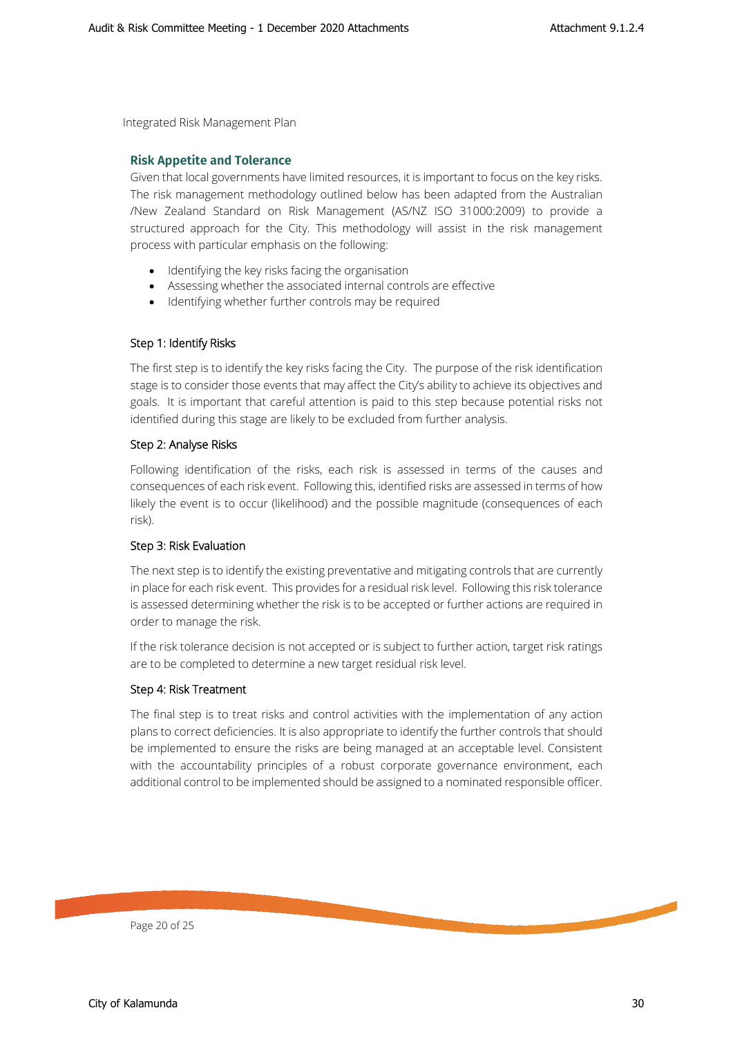## Risk Appetite and Tolerance

Given that local governments have limited resources, it is important to focus on the key risks. The risk management methodology outlined below has been adapted from the Australian /New Zealand Standard on Risk Management (AS/NZ ISO 31000:2009) to provide a structured approach for the City. This methodology will assist in the risk management process with particular emphasis on the following:

- Identifying the key risks facing the organisation
- Assessing whether the associated internal controls are effective
- Identifying whether further controls may be required

### Step 1: Identify Risks

The first step is to identify the key risks facing the City. The purpose of the risk identification stage is to consider those events that may affect the City's ability to achieve its objectives and goals. It is important that careful attention is paid to this step because potential risks not identified during this stage are likely to be excluded from further analysis.

### Step 2: Analyse Risks

Following identification of the risks, each risk is assessed in terms of the causes and consequences of each risk event. Following this, identified risks are assessed in terms of how likely the event is to occur (likelihood) and the possible magnitude (consequences of each risk).

### Step 3: Risk Evaluation

The next step is to identify the existing preventative and mitigating controls that are currently in place for each risk event. This provides for a residual risk level. Following this risk tolerance is assessed determining whether the risk is to be accepted or further actions are required in order to manage the risk.

If the risk tolerance decision is not accepted or is subject to further action, target risk ratings are to be completed to determine a new target residual risk level.

### Step 4: Risk Treatment

The final step is to treat risks and control activities with the implementation of any action plans to correct deficiencies. It is also appropriate to identify the further controls that should be implemented to ensure the risks are being managed at an acceptable level. Consistent with the accountability principles of a robust corporate governance environment, each additional control to be implemented should be assigned to a nominated responsible officer.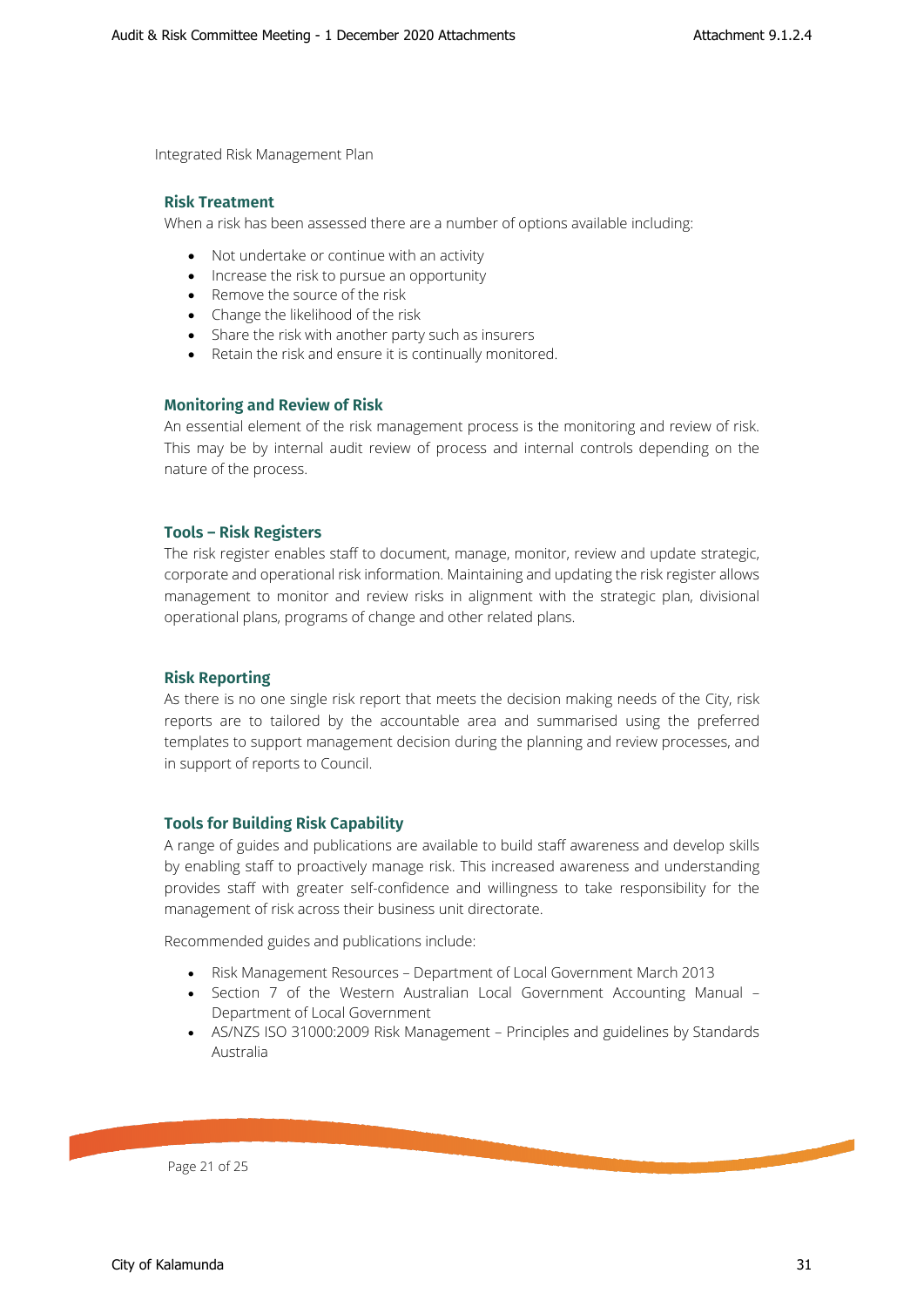Integrated Risk Management Plan

### Risk Treatment

When a risk has been assessed there are a number of options available including:

- Not undertake or continue with an activity
- Increase the risk to pursue an opportunity
- Remove the source of the risk
- Change the likelihood of the risk
- Share the risk with another party such as insurers
- Retain the risk and ensure it is continually monitored.

### Monitoring and Review of Risk

An essential element of the risk management process is the monitoring and review of risk. This may be by internal audit review of process and internal controls depending on the nature of the process.

### Tools – Risk Registers

The risk register enables staff to document, manage, monitor, review and update strategic, corporate and operational risk information. Maintaining and updating the risk register allows management to monitor and review risks in alignment with the strategic plan, divisional operational plans, programs of change and other related plans.

### Risk Reporting

As there is no one single risk report that meets the decision making needs of the City, risk reports are to tailored by the accountable area and summarised using the preferred templates to support management decision during the planning and review processes, and in support of reports to Council.

### Tools for Building Risk Capability

A range of guides and publications are available to build staff awareness and develop skills by enabling staff to proactively manage risk. This increased awareness and understanding provides staff with greater self-confidence and willingness to take responsibility for the management of risk across their business unit directorate.

Recommended guides and publications include:

- Risk Management Resources – Department of Local Government March 2013
- Section 7 of the Western Australian Local Government Accounting Manual – Department of Local Government
- AS/NZS ISO 31000:2009 Risk Management – Principles and guidelines by Standards Australia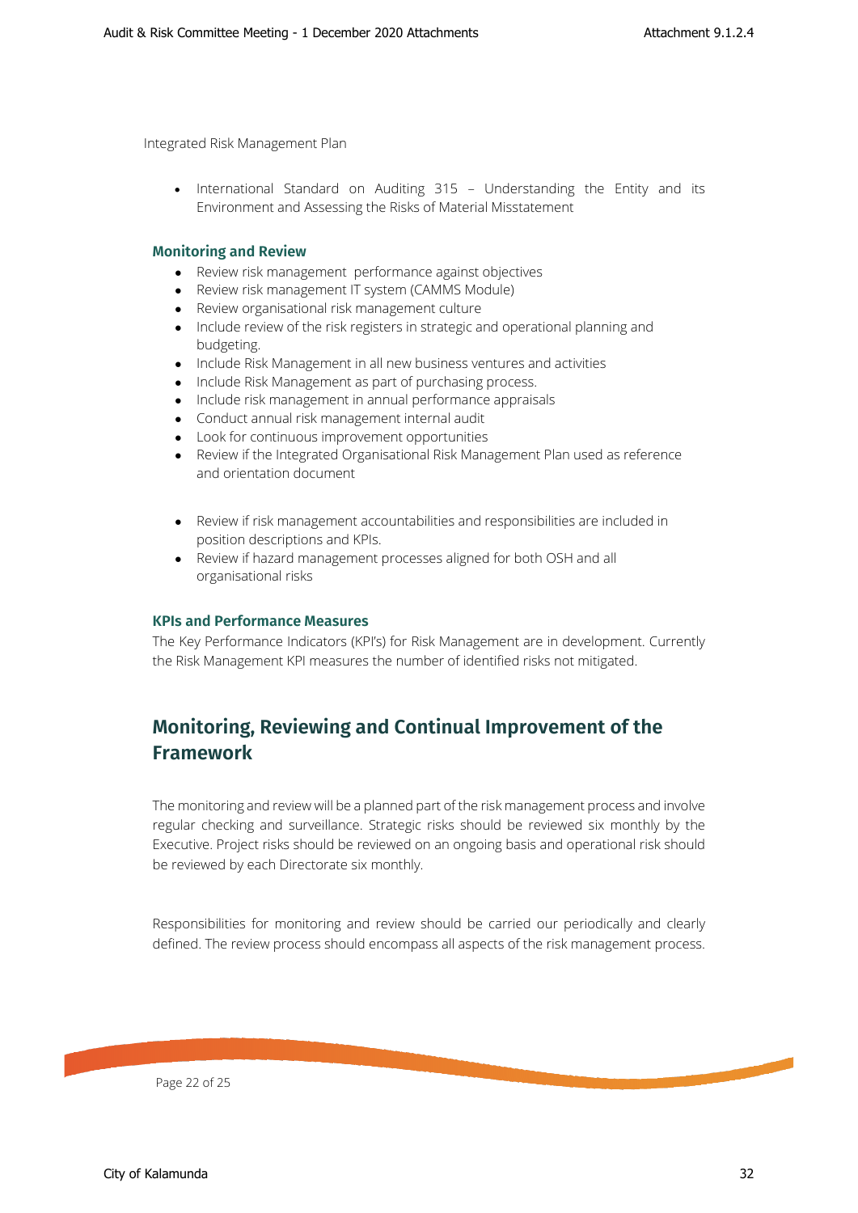- International Standard on Auditing 315 – Understanding the Entity and its Environment and Assessing the Risks of Material Misstatement

### Monitoring and Review

- Review risk management performance against objectives
- Review risk management IT system (CAMMS Module)
- Review organisational risk management culture
- Include review of the risk registers in strategic and operational planning and budgeting.
- Include Risk Management in all new business ventures and activities
- Include Risk Management as part of purchasing process.
- Include risk management in annual performance appraisals
- Conduct annual risk management internal audit
- Look for continuous improvement opportunities
- Review if the Integrated Organisational Risk Management Plan used as reference and orientation document
- Review if risk management accountabilities and responsibilities are included in position descriptions and KPIs.
- Review if hazard management processes aligned for both OSH and all organisational risks

### KPIs and Performance Measures

The Key Performance Indicators (KPI's) for Risk Management are in development. Currently the Risk Management KPI measures the number of identified risks not mitigated.

## Monitoring, Reviewing and Continual Improvement of the Framework

The monitoring and review will be a planned part of the risk management process and involve regular checking and surveillance. Strategic risks should be reviewed six monthly by the Executive. Project risks should be reviewed on an ongoing basis and operational risk should be reviewed by each Directorate six monthly.

Responsibilities for monitoring and review should be carried our periodically and clearly defined. The review process should encompass all aspects of the risk management process.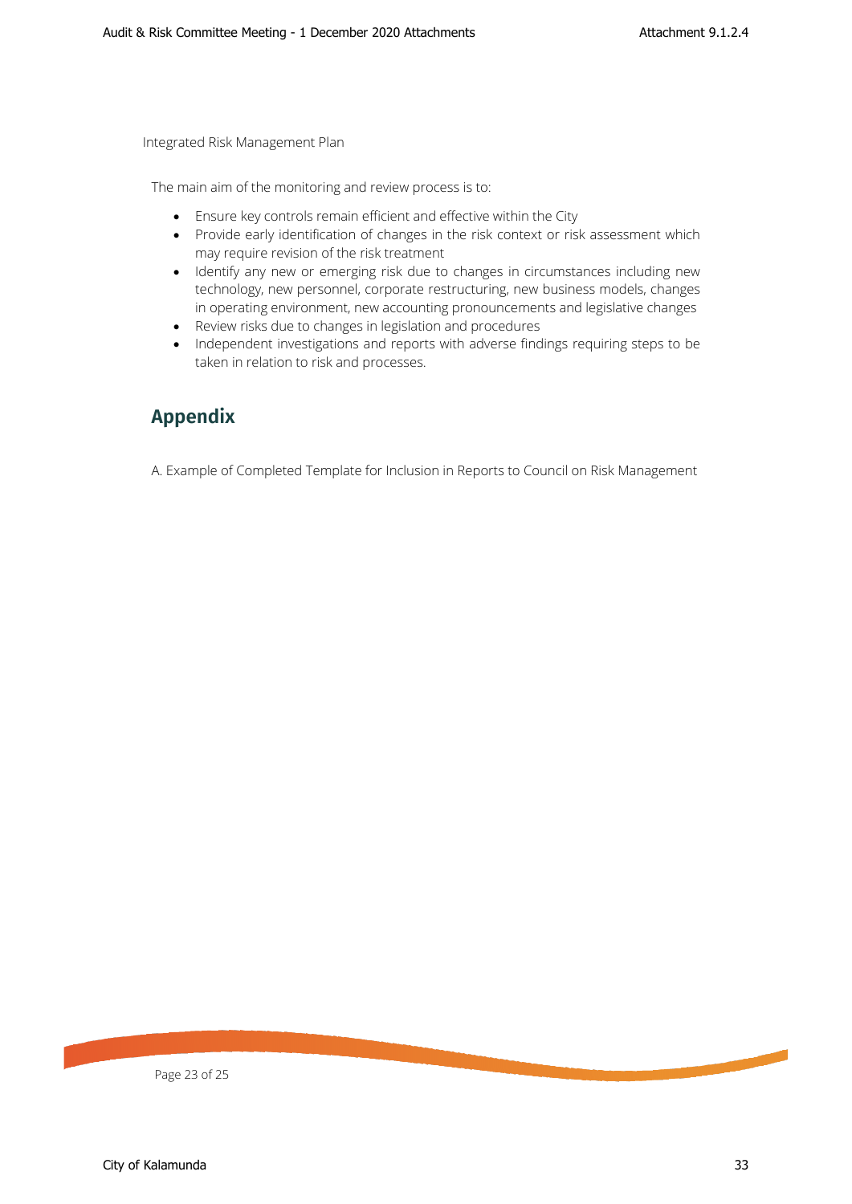The main aim of the monitoring and review process is to:

- Ensure key controls remain efficient and effective within the City
- Provide early identification of changes in the risk context or risk assessment which may require revision of the risk treatment
- Identify any new or emerging risk due to changes in circumstances including new technology, new personnel, corporate restructuring, new business models, changes in operating environment, new accounting pronouncements and legislative changes
- Review risks due to changes in legislation and procedures
- Independent investigations and reports with adverse findings requiring steps to be taken in relation to risk and processes.

## Appendix

A. Example of Completed Template for Inclusion in Reports to Council on Risk Management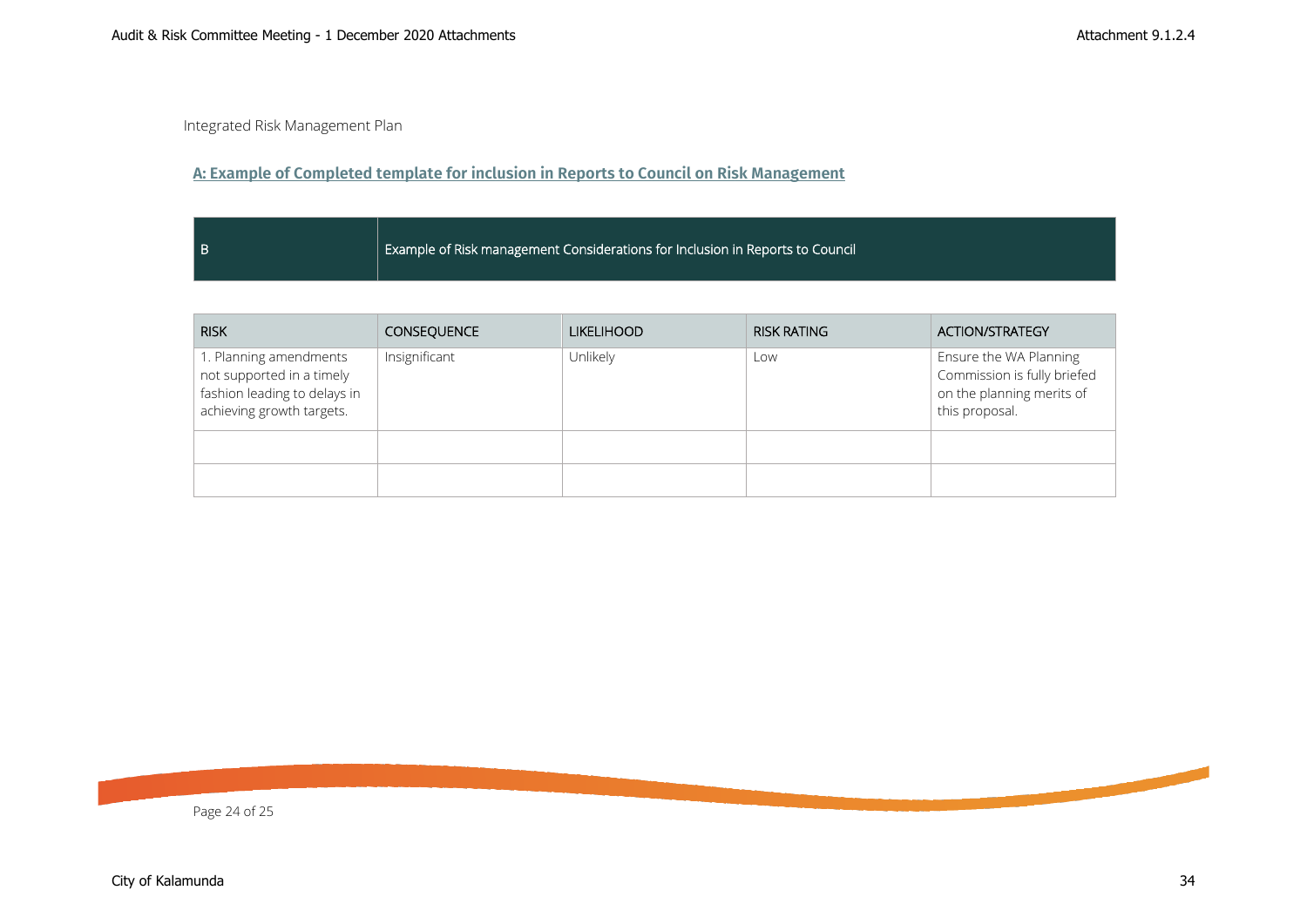Integrated Risk Management Plan

## A: Example of Completed template for inclusion in Reports to Council on Risk Management

| B | Example of Risk management Considerations for Inclusion in Reports to Council |
|---|---|

| RISK | CONSEQUENCE | LIKELIHOOD | RISK RATING | ACTION/STRATEGY |
|---|---|---|---|---|
| 1. Planning amendments not supported in a timely fashion leading to delays in achieving growth targets. | Insignificant | Unlikely | Low | Ensure the WA Planning Commission is fully briefed on the planning merits of this proposal. |
| | | | | |
| | | | | |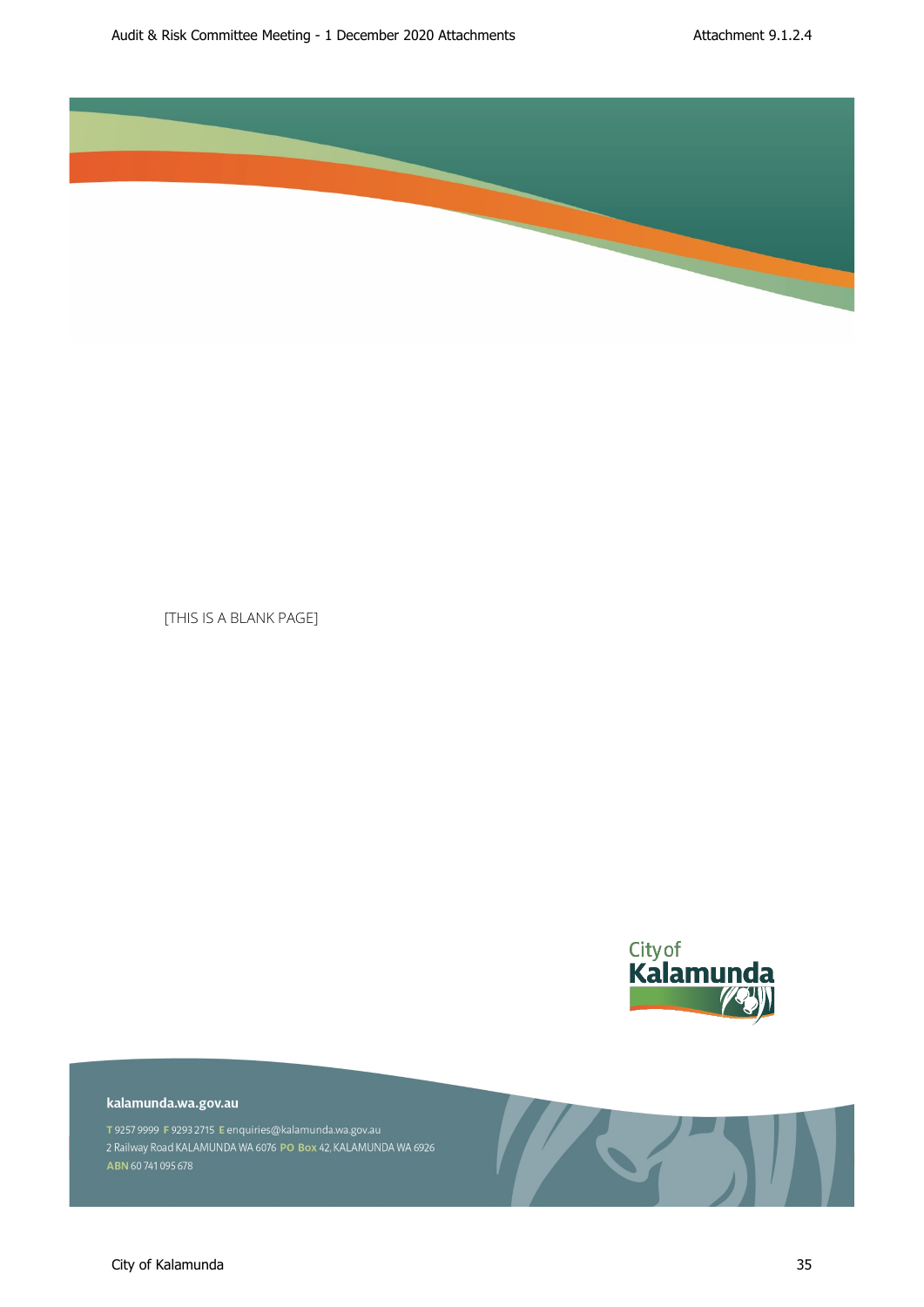[THIS IS A BLANK PAGE]

City of
**Kalamunda**

**kalamunda.wa.gov.au**

T 9257 9999 F 9293 2715 E enquiries@kalamunda.wa.gov.au
2 Railway Road KALAMUNDA WA 6076 PO Box 42, KALAMUNDA WA 6926
ABN 60 741 095 678